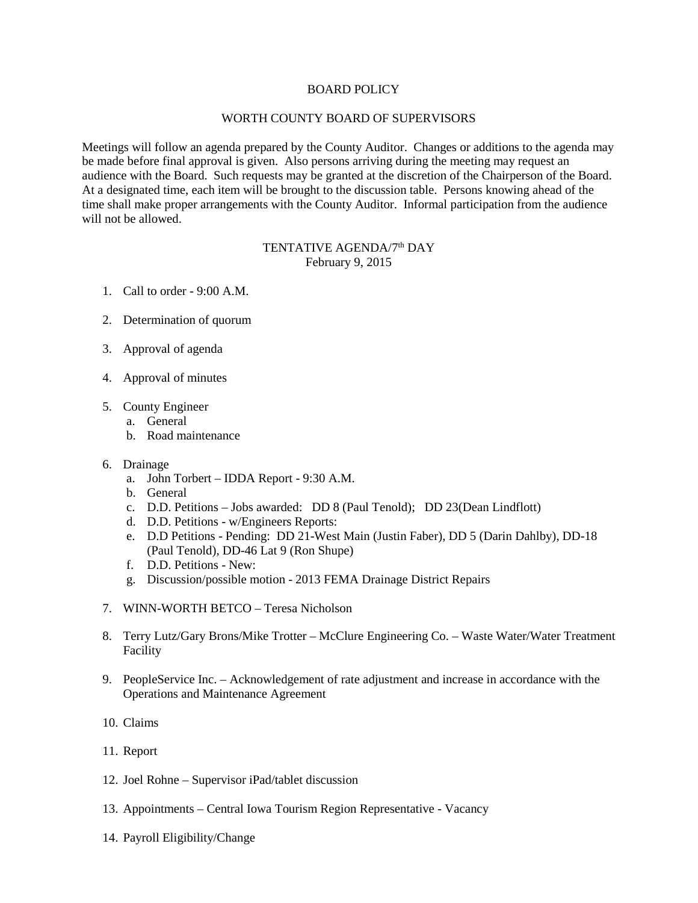# BOARD POLICY

## WORTH COUNTY BOARD OF SUPERVISORS

Meetings will follow an agenda prepared by the County Auditor. Changes or additions to the agenda may be made before final approval is given. Also persons arriving during the meeting may request an audience with the Board. Such requests may be granted at the discretion of the Chairperson of the Board. At a designated time, each item will be brought to the discussion table. Persons knowing ahead of the time shall make proper arrangements with the County Auditor. Informal participation from the audience will not be allowed.

### TENTATIVE AGENDA/7th DAY
February 9, 2015

1. Call to order - 9:00 A.M.

2. Determination of quorum

3. Approval of agenda

4. Approval of minutes

5. County Engineer
   a. General
   b. Road maintenance

6. Drainage
   a. John Torbert – IDDA Report - 9:30 A.M.
   b. General
   c. D.D. Petitions – Jobs awarded: DD 8 (Paul Tenold); DD 23(Dean Lindflott)
   d. D.D. Petitions - w/Engineers Reports:
   e. D.D Petitions - Pending: DD 21-West Main (Justin Faber), DD 5 (Darin Dahlby), DD-18 (Paul Tenold), DD-46 Lat 9 (Ron Shupe)
   f. D.D. Petitions - New:
   g. Discussion/possible motion - 2013 FEMA Drainage District Repairs

7. WINN-WORTH BETCO – Teresa Nicholson

8. Terry Lutz/Gary Brons/Mike Trotter – McClure Engineering Co. – Waste Water/Water Treatment Facility

9. PeopleService Inc. – Acknowledgement of rate adjustment and increase in accordance with the Operations and Maintenance Agreement

10. Claims

11. Report

12. Joel Rohne – Supervisor iPad/tablet discussion

13. Appointments – Central Iowa Tourism Region Representative - Vacancy

14. Payroll Eligibility/Change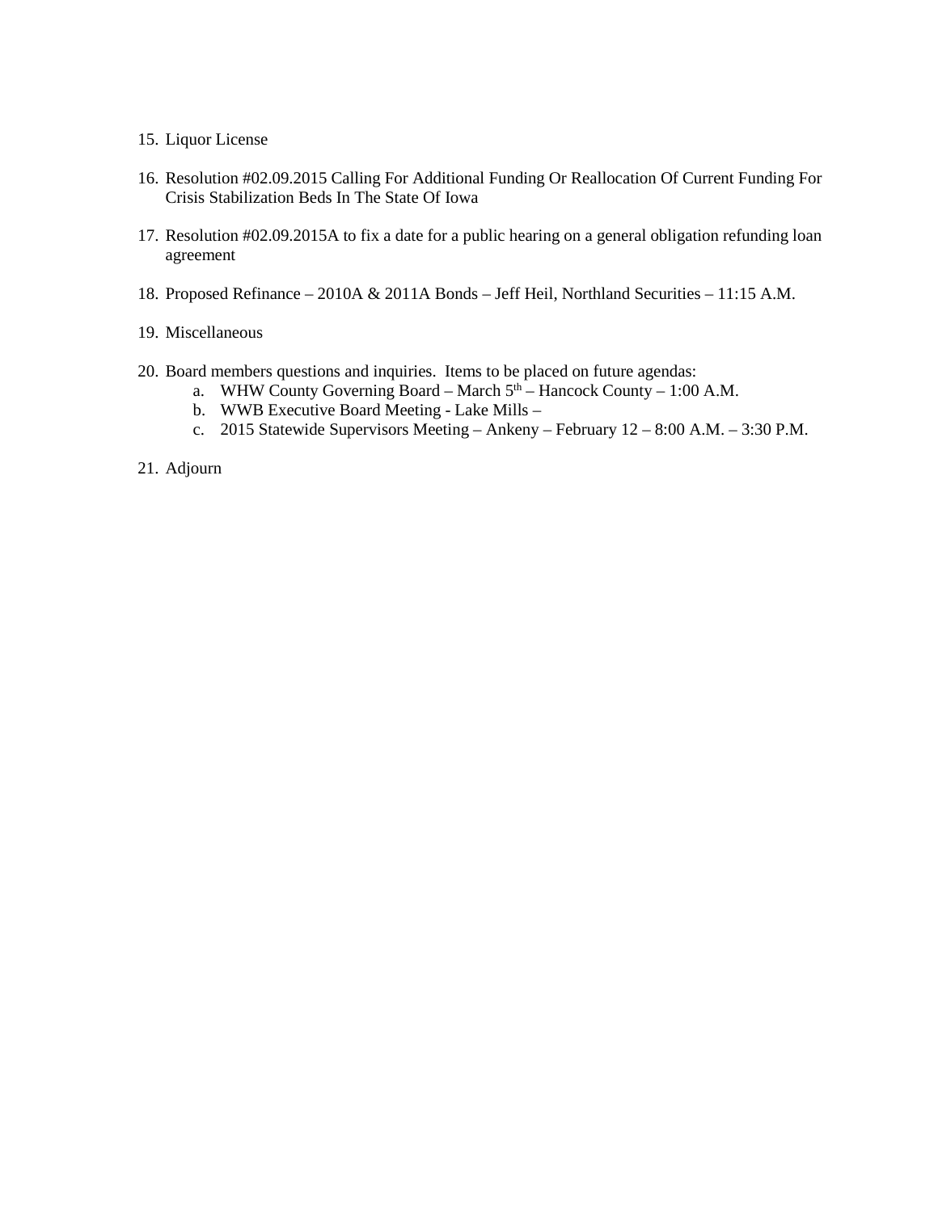15. Liquor License

16. Resolution #02.09.2015 Calling For Additional Funding Or Reallocation Of Current Funding For Crisis Stabilization Beds In The State Of Iowa

17. Resolution #02.09.2015A to fix a date for a public hearing on a general obligation refunding loan agreement

18. Proposed Refinance – 2010A & 2011A Bonds – Jeff Heil, Northland Securities – 11:15 A.M.

19. Miscellaneous

20. Board members questions and inquiries. Items to be placed on future agendas:
    a. WHW County Governing Board – March 5th – Hancock County – 1:00 A.M.
    b. WWB Executive Board Meeting - Lake Mills –
    c. 2015 Statewide Supervisors Meeting – Ankeny – February 12 – 8:00 A.M. – 3:30 P.M.

21. Adjourn